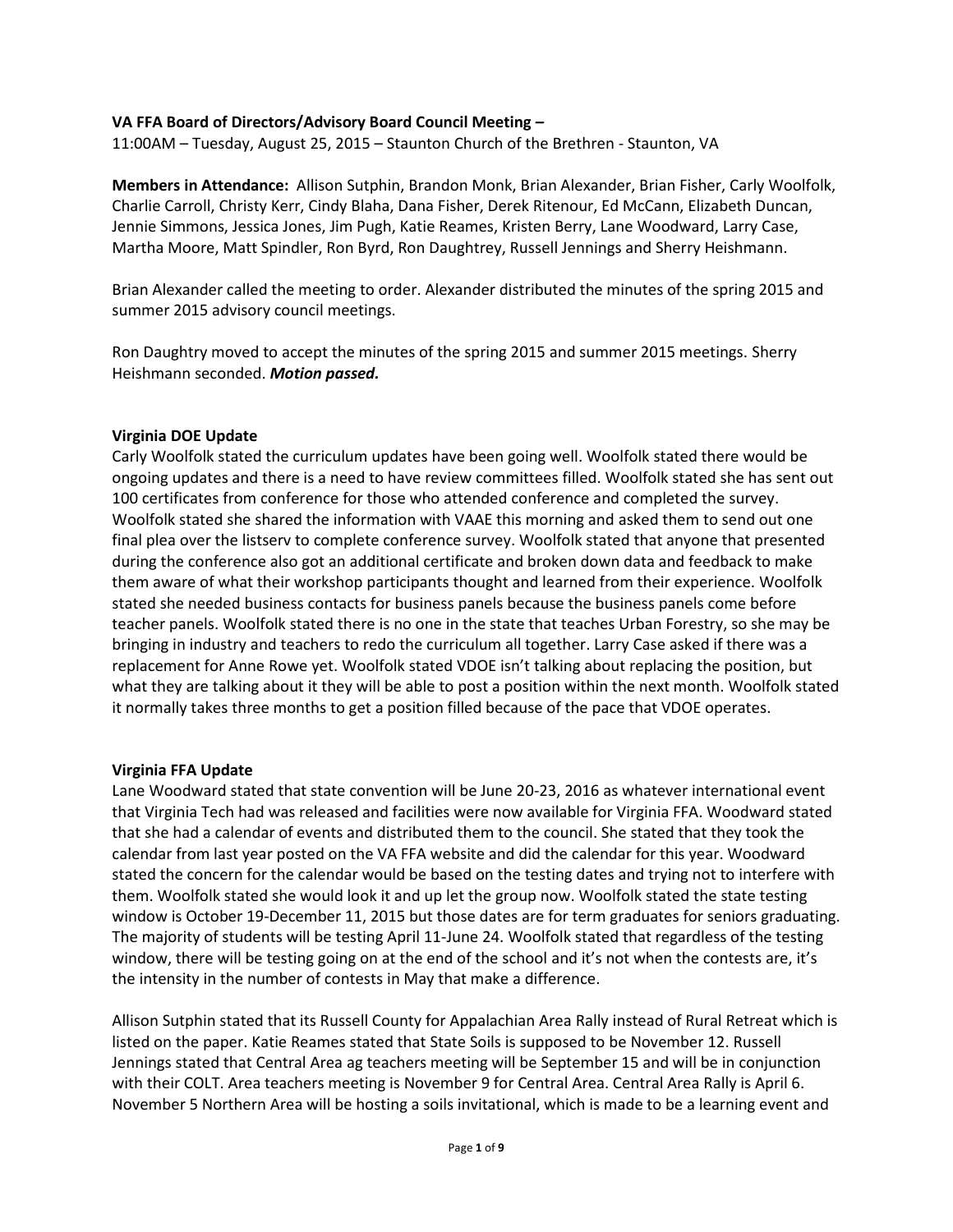**VA FFA Board of Directors/Advisory Board Council Meeting –**
11:00AM – Tuesday, August 25, 2015 – Staunton Church of the Brethren - Staunton, VA

**Members in Attendance:** Allison Sutphin, Brandon Monk, Brian Alexander, Brian Fisher, Carly Woolfolk, Charlie Carroll, Christy Kerr, Cindy Blaha, Dana Fisher, Derek Ritenour, Ed McCann, Elizabeth Duncan, Jennie Simmons, Jessica Jones, Jim Pugh, Katie Reames, Kristen Berry, Lane Woodward, Larry Case, Martha Moore, Matt Spindler, Ron Byrd, Ron Daughtrey, Russell Jennings and Sherry Heishmann.

Brian Alexander called the meeting to order. Alexander distributed the minutes of the spring 2015 and summer 2015 advisory council meetings.

Ron Daughtry moved to accept the minutes of the spring 2015 and summer 2015 meetings. Sherry Heishmann seconded. ***Motion passed.***

**Virginia DOE Update**

Carly Woolfolk stated the curriculum updates have been going well. Woolfolk stated there would be ongoing updates and there is a need to have review committees filled. Woolfolk stated she has sent out 100 certificates from conference for those who attended conference and completed the survey. Woolfolk stated she shared the information with VAAE this morning and asked them to send out one final plea over the listserv to complete conference survey. Woolfolk stated that anyone that presented during the conference also got an additional certificate and broken down data and feedback to make them aware of what their workshop participants thought and learned from their experience. Woolfolk stated she needed business contacts for business panels because the business panels come before teacher panels. Woolfolk stated there is no one in the state that teaches Urban Forestry, so she may be bringing in industry and teachers to redo the curriculum all together. Larry Case asked if there was a replacement for Anne Rowe yet. Woolfolk stated VDOE isn't talking about replacing the position, but what they are talking about it they will be able to post a position within the next month. Woolfolk stated it normally takes three months to get a position filled because of the pace that VDOE operates.

**Virginia FFA Update**

Lane Woodward stated that state convention will be June 20-23, 2016 as whatever international event that Virginia Tech had was released and facilities were now available for Virginia FFA. Woodward stated that she had a calendar of events and distributed them to the council. She stated that they took the calendar from last year posted on the VA FFA website and did the calendar for this year. Woodward stated the concern for the calendar would be based on the testing dates and trying not to interfere with them. Woolfolk stated she would look it and up let the group now. Woolfolk stated the state testing window is October 19-December 11, 2015 but those dates are for term graduates for seniors graduating. The majority of students will be testing April 11-June 24. Woolfolk stated that regardless of the testing window, there will be testing going on at the end of the school and it's not when the contests are, it's the intensity in the number of contests in May that make a difference.

Allison Sutphin stated that its Russell County for Appalachian Area Rally instead of Rural Retreat which is listed on the paper. Katie Reames stated that State Soils is supposed to be November 12. Russell Jennings stated that Central Area ag teachers meeting will be September 15 and will be in conjunction with their COLT. Area teachers meeting is November 9 for Central Area. Central Area Rally is April 6. November 5 Northern Area will be hosting a soils invitational, which is made to be a learning event and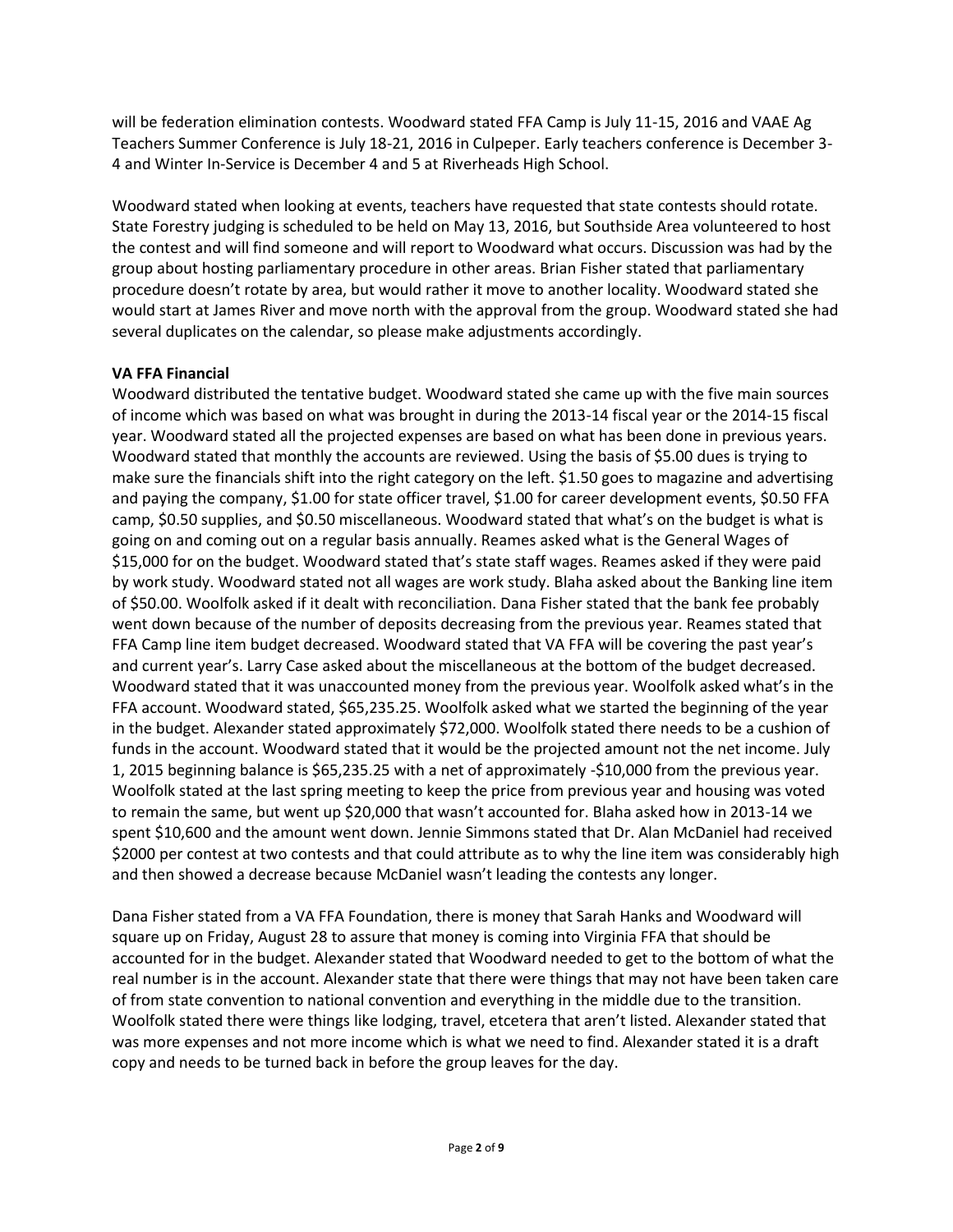will be federation elimination contests. Woodward stated FFA Camp is July 11-15, 2016 and VAAE Ag Teachers Summer Conference is July 18-21, 2016 in Culpeper. Early teachers conference is December 3-4 and Winter In-Service is December 4 and 5 at Riverheads High School.

Woodward stated when looking at events, teachers have requested that state contests should rotate. State Forestry judging is scheduled to be held on May 13, 2016, but Southside Area volunteered to host the contest and will find someone and will report to Woodward what occurs. Discussion was had by the group about hosting parliamentary procedure in other areas. Brian Fisher stated that parliamentary procedure doesn't rotate by area, but would rather it move to another locality. Woodward stated she would start at James River and move north with the approval from the group. Woodward stated she had several duplicates on the calendar, so please make adjustments accordingly.

**VA FFA Financial**

Woodward distributed the tentative budget. Woodward stated she came up with the five main sources of income which was based on what was brought in during the 2013-14 fiscal year or the 2014-15 fiscal year. Woodward stated all the projected expenses are based on what has been done in previous years. Woodward stated that monthly the accounts are reviewed. Using the basis of $5.00 dues is trying to make sure the financials shift into the right category on the left. $1.50 goes to magazine and advertising and paying the company, $1.00 for state officer travel, $1.00 for career development events, $0.50 FFA camp, $0.50 supplies, and $0.50 miscellaneous. Woodward stated that what's on the budget is what is going on and coming out on a regular basis annually. Reames asked what is the General Wages of $15,000 for on the budget. Woodward stated that's state staff wages. Reames asked if they were paid by work study. Woodward stated not all wages are work study. Blaha asked about the Banking line item of $50.00. Woolfolk asked if it dealt with reconciliation. Dana Fisher stated that the bank fee probably went down because of the number of deposits decreasing from the previous year. Reames stated that FFA Camp line item budget decreased. Woodward stated that VA FFA will be covering the past year's and current year's. Larry Case asked about the miscellaneous at the bottom of the budget decreased. Woodward stated that it was unaccounted money from the previous year. Woolfolk asked what's in the FFA account. Woodward stated, $65,235.25. Woolfolk asked what we started the beginning of the year in the budget. Alexander stated approximately $72,000. Woolfolk stated there needs to be a cushion of funds in the account. Woodward stated that it would be the projected amount not the net income. July 1, 2015 beginning balance is $65,235.25 with a net of approximately -$10,000 from the previous year. Woolfolk stated at the last spring meeting to keep the price from previous year and housing was voted to remain the same, but went up $20,000 that wasn't accounted for. Blaha asked how in 2013-14 we spent $10,600 and the amount went down. Jennie Simmons stated that Dr. Alan McDaniel had received $2000 per contest at two contests and that could attribute as to why the line item was considerably high and then showed a decrease because McDaniel wasn't leading the contests any longer.

Dana Fisher stated from a VA FFA Foundation, there is money that Sarah Hanks and Woodward will square up on Friday, August 28 to assure that money is coming into Virginia FFA that should be accounted for in the budget. Alexander stated that Woodward needed to get to the bottom of what the real number is in the account. Alexander state that there were things that may not have been taken care of from state convention to national convention and everything in the middle due to the transition. Woolfolk stated there were things like lodging, travel, etcetera that aren't listed. Alexander stated that was more expenses and not more income which is what we need to find. Alexander stated it is a draft copy and needs to be turned back in before the group leaves for the day.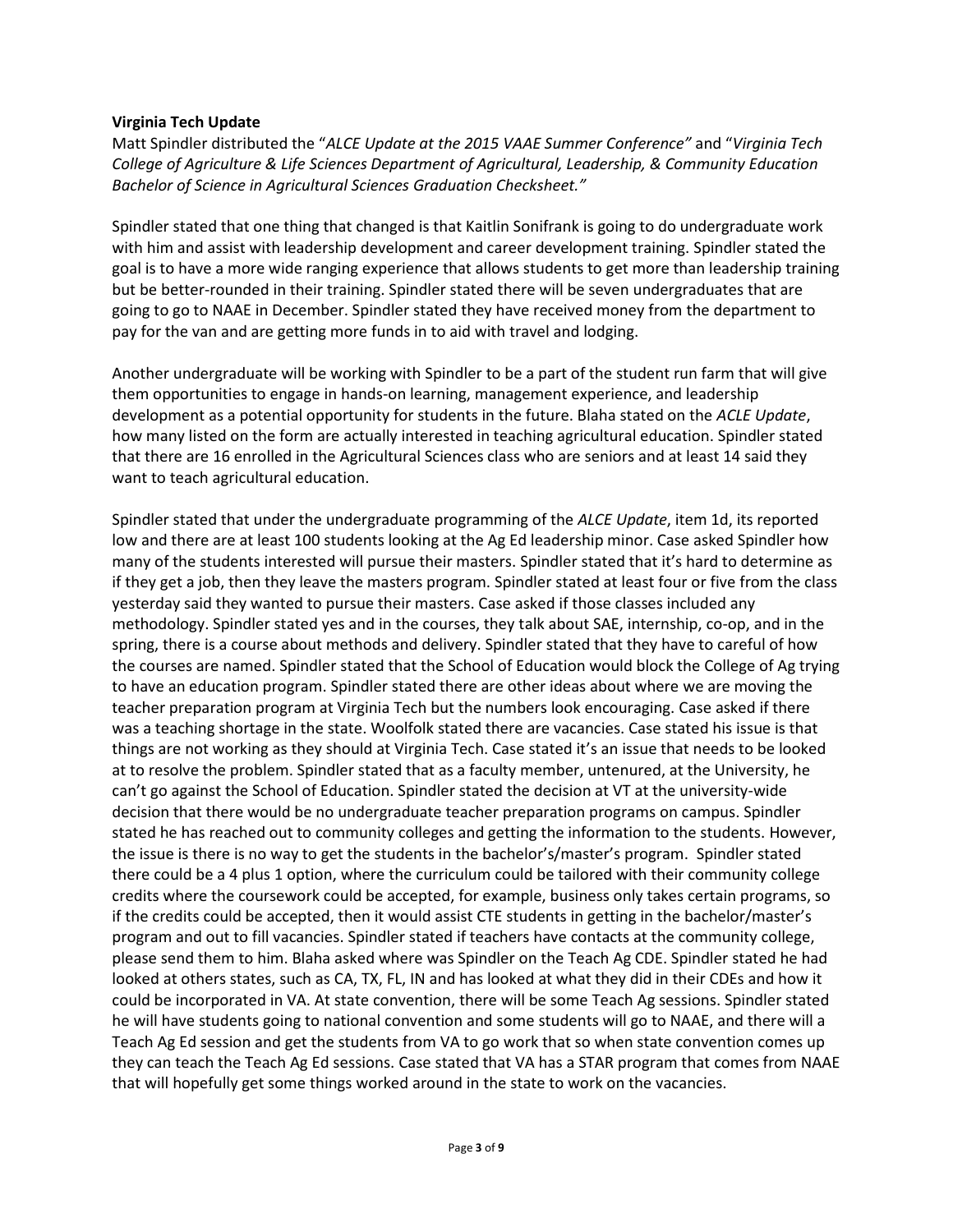**Virginia Tech Update**

Matt Spindler distributed the "*ALCE Update at the 2015 VAAE Summer Conference"* and "*Virginia Tech College of Agriculture & Life Sciences Department of Agricultural, Leadership, & Community Education Bachelor of Science in Agricultural Sciences Graduation Checksheet."*

Spindler stated that one thing that changed is that Kaitlin Sonifrank is going to do undergraduate work with him and assist with leadership development and career development training. Spindler stated the goal is to have a more wide ranging experience that allows students to get more than leadership training but be better-rounded in their training. Spindler stated there will be seven undergraduates that are going to go to NAAE in December. Spindler stated they have received money from the department to pay for the van and are getting more funds in to aid with travel and lodging.

Another undergraduate will be working with Spindler to be a part of the student run farm that will give them opportunities to engage in hands-on learning, management experience, and leadership development as a potential opportunity for students in the future. Blaha stated on the *ACLE Update*, how many listed on the form are actually interested in teaching agricultural education. Spindler stated that there are 16 enrolled in the Agricultural Sciences class who are seniors and at least 14 said they want to teach agricultural education.

Spindler stated that under the undergraduate programming of the *ALCE Update*, item 1d, its reported low and there are at least 100 students looking at the Ag Ed leadership minor. Case asked Spindler how many of the students interested will pursue their masters. Spindler stated that it's hard to determine as if they get a job, then they leave the masters program. Spindler stated at least four or five from the class yesterday said they wanted to pursue their masters. Case asked if those classes included any methodology. Spindler stated yes and in the courses, they talk about SAE, internship, co-op, and in the spring, there is a course about methods and delivery. Spindler stated that they have to careful of how the courses are named. Spindler stated that the School of Education would block the College of Ag trying to have an education program. Spindler stated there are other ideas about where we are moving the teacher preparation program at Virginia Tech but the numbers look encouraging. Case asked if there was a teaching shortage in the state. Woolfolk stated there are vacancies. Case stated his issue is that things are not working as they should at Virginia Tech. Case stated it's an issue that needs to be looked at to resolve the problem. Spindler stated that as a faculty member, untenured, at the University, he can't go against the School of Education. Spindler stated the decision at VT at the university-wide decision that there would be no undergraduate teacher preparation programs on campus. Spindler stated he has reached out to community colleges and getting the information to the students. However, the issue is there is no way to get the students in the bachelor's/master's program. Spindler stated there could be a 4 plus 1 option, where the curriculum could be tailored with their community college credits where the coursework could be accepted, for example, business only takes certain programs, so if the credits could be accepted, then it would assist CTE students in getting in the bachelor/master's program and out to fill vacancies. Spindler stated if teachers have contacts at the community college, please send them to him. Blaha asked where was Spindler on the Teach Ag CDE. Spindler stated he had looked at others states, such as CA, TX, FL, IN and has looked at what they did in their CDEs and how it could be incorporated in VA. At state convention, there will be some Teach Ag sessions. Spindler stated he will have students going to national convention and some students will go to NAAE, and there will a Teach Ag Ed session and get the students from VA to go work that so when state convention comes up they can teach the Teach Ag Ed sessions. Case stated that VA has a STAR program that comes from NAAE that will hopefully get some things worked around in the state to work on the vacancies.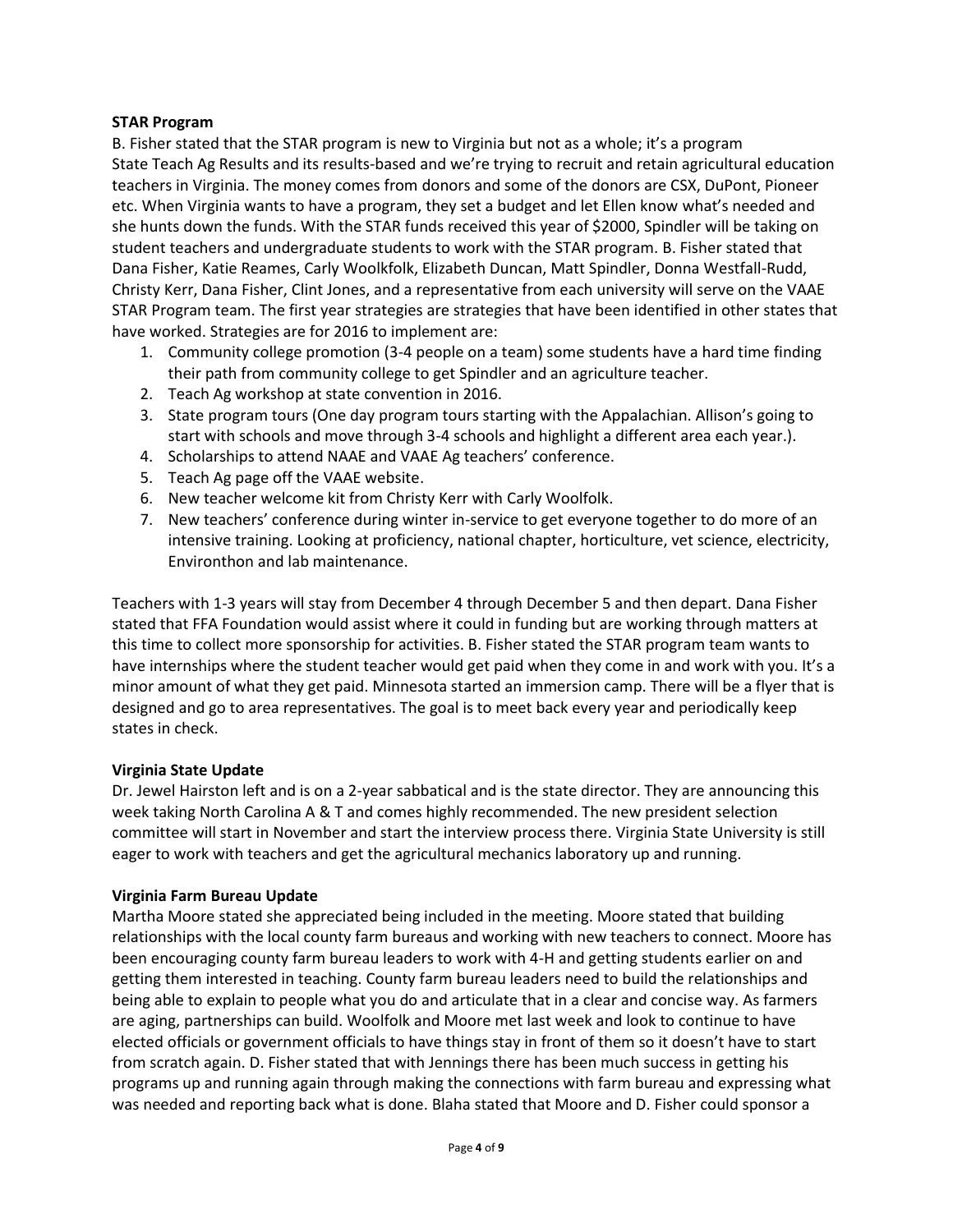**STAR Program**

B. Fisher stated that the STAR program is new to Virginia but not as a whole; it's a program State Teach Ag Results and its results-based and we're trying to recruit and retain agricultural education teachers in Virginia. The money comes from donors and some of the donors are CSX, DuPont, Pioneer etc. When Virginia wants to have a program, they set a budget and let Ellen know what's needed and she hunts down the funds. With the STAR funds received this year of $2000, Spindler will be taking on student teachers and undergraduate students to work with the STAR program. B. Fisher stated that Dana Fisher, Katie Reames, Carly Woolkfolk, Elizabeth Duncan, Matt Spindler, Donna Westfall-Rudd, Christy Kerr, Dana Fisher, Clint Jones, and a representative from each university will serve on the VAAE STAR Program team. The first year strategies are strategies that have been identified in other states that have worked. Strategies are for 2016 to implement are:

1. Community college promotion (3-4 people on a team) some students have a hard time finding their path from community college to get Spindler and an agriculture teacher.
2. Teach Ag workshop at state convention in 2016.
3. State program tours (One day program tours starting with the Appalachian. Allison's going to start with schools and move through 3-4 schools and highlight a different area each year.).
4. Scholarships to attend NAAE and VAAE Ag teachers' conference.
5. Teach Ag page off the VAAE website.
6. New teacher welcome kit from Christy Kerr with Carly Woolfolk.
7. New teachers' conference during winter in-service to get everyone together to do more of an intensive training. Looking at proficiency, national chapter, horticulture, vet science, electricity, Environthon and lab maintenance.

Teachers with 1-3 years will stay from December 4 through December 5 and then depart. Dana Fisher stated that FFA Foundation would assist where it could in funding but are working through matters at this time to collect more sponsorship for activities. B. Fisher stated the STAR program team wants to have internships where the student teacher would get paid when they come in and work with you. It's a minor amount of what they get paid. Minnesota started an immersion camp. There will be a flyer that is designed and go to area representatives. The goal is to meet back every year and periodically keep states in check.

**Virginia State Update**

Dr. Jewel Hairston left and is on a 2-year sabbatical and is the state director. They are announcing this week taking North Carolina A & T and comes highly recommended. The new president selection committee will start in November and start the interview process there. Virginia State University is still eager to work with teachers and get the agricultural mechanics laboratory up and running.

**Virginia Farm Bureau Update**

Martha Moore stated she appreciated being included in the meeting. Moore stated that building relationships with the local county farm bureaus and working with new teachers to connect. Moore has been encouraging county farm bureau leaders to work with 4-H and getting students earlier on and getting them interested in teaching. County farm bureau leaders need to build the relationships and being able to explain to people what you do and articulate that in a clear and concise way. As farmers are aging, partnerships can build. Woolfolk and Moore met last week and look to continue to have elected officials or government officials to have things stay in front of them so it doesn't have to start from scratch again. D. Fisher stated that with Jennings there has been much success in getting his programs up and running again through making the connections with farm bureau and expressing what was needed and reporting back what is done. Blaha stated that Moore and D. Fisher could sponsor a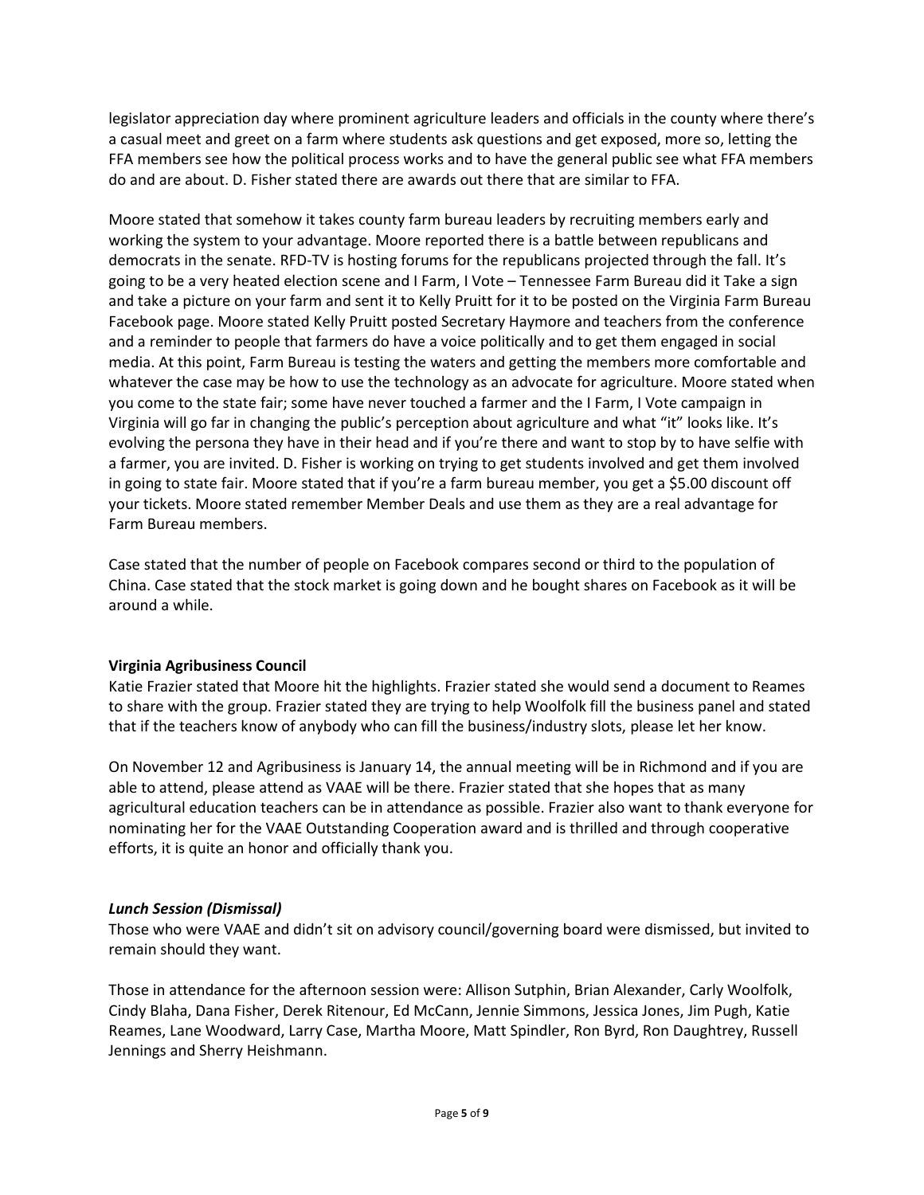legislator appreciation day where prominent agriculture leaders and officials in the county where there's a casual meet and greet on a farm where students ask questions and get exposed, more so, letting the FFA members see how the political process works and to have the general public see what FFA members do and are about. D. Fisher stated there are awards out there that are similar to FFA.

Moore stated that somehow it takes county farm bureau leaders by recruiting members early and working the system to your advantage. Moore reported there is a battle between republicans and democrats in the senate. RFD-TV is hosting forums for the republicans projected through the fall. It's going to be a very heated election scene and I Farm, I Vote – Tennessee Farm Bureau did it Take a sign and take a picture on your farm and sent it to Kelly Pruitt for it to be posted on the Virginia Farm Bureau Facebook page. Moore stated Kelly Pruitt posted Secretary Haymore and teachers from the conference and a reminder to people that farmers do have a voice politically and to get them engaged in social media. At this point, Farm Bureau is testing the waters and getting the members more comfortable and whatever the case may be how to use the technology as an advocate for agriculture. Moore stated when you come to the state fair; some have never touched a farmer and the I Farm, I Vote campaign in Virginia will go far in changing the public's perception about agriculture and what "it" looks like. It's evolving the persona they have in their head and if you're there and want to stop by to have selfie with a farmer, you are invited. D. Fisher is working on trying to get students involved and get them involved in going to state fair. Moore stated that if you're a farm bureau member, you get a $5.00 discount off your tickets. Moore stated remember Member Deals and use them as they are a real advantage for Farm Bureau members.

Case stated that the number of people on Facebook compares second or third to the population of China. Case stated that the stock market is going down and he bought shares on Facebook as it will be around a while.

**Virginia Agribusiness Council**
Katie Frazier stated that Moore hit the highlights. Frazier stated she would send a document to Reames to share with the group. Frazier stated they are trying to help Woolfolk fill the business panel and stated that if the teachers know of anybody who can fill the business/industry slots, please let her know.

On November 12 and Agribusiness is January 14, the annual meeting will be in Richmond and if you are able to attend, please attend as VAAE will be there. Frazier stated that she hopes that as many agricultural education teachers can be in attendance as possible. Frazier also want to thank everyone for nominating her for the VAAE Outstanding Cooperation award and is thrilled and through cooperative efforts, it is quite an honor and officially thank you.

***Lunch Session (Dismissal)***
Those who were VAAE and didn't sit on advisory council/governing board were dismissed, but invited to remain should they want.

Those in attendance for the afternoon session were: Allison Sutphin, Brian Alexander, Carly Woolfolk, Cindy Blaha, Dana Fisher, Derek Ritenour, Ed McCann, Jennie Simmons, Jessica Jones, Jim Pugh, Katie Reames, Lane Woodward, Larry Case, Martha Moore, Matt Spindler, Ron Byrd, Ron Daughtrey, Russell Jennings and Sherry Heishmann.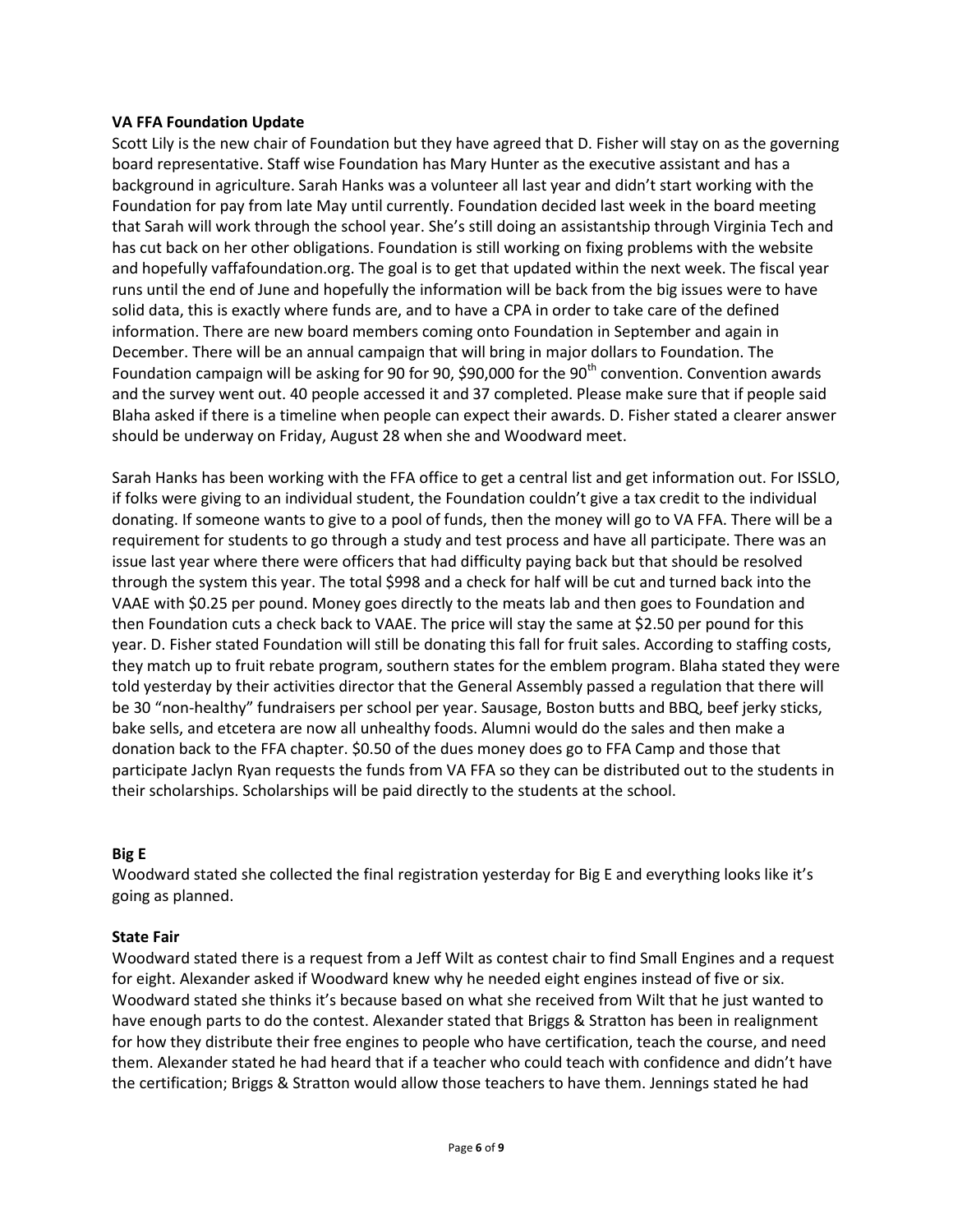**VA FFA Foundation Update**

Scott Lily is the new chair of Foundation but they have agreed that D. Fisher will stay on as the governing board representative. Staff wise Foundation has Mary Hunter as the executive assistant and has a background in agriculture. Sarah Hanks was a volunteer all last year and didn't start working with the Foundation for pay from late May until currently. Foundation decided last week in the board meeting that Sarah will work through the school year. She's still doing an assistantship through Virginia Tech and has cut back on her other obligations. Foundation is still working on fixing problems with the website and hopefully vaffafoundation.org. The goal is to get that updated within the next week. The fiscal year runs until the end of June and hopefully the information will be back from the big issues were to have solid data, this is exactly where funds are, and to have a CPA in order to take care of the defined information. There are new board members coming onto Foundation in September and again in December. There will be an annual campaign that will bring in major dollars to Foundation. The Foundation campaign will be asking for 90 for 90, $90,000 for the 90th convention. Convention awards and the survey went out. 40 people accessed it and 37 completed. Please make sure that if people said Blaha asked if there is a timeline when people can expect their awards. D. Fisher stated a clearer answer should be underway on Friday, August 28 when she and Woodward meet.

Sarah Hanks has been working with the FFA office to get a central list and get information out. For ISSLO, if folks were giving to an individual student, the Foundation couldn't give a tax credit to the individual donating. If someone wants to give to a pool of funds, then the money will go to VA FFA. There will be a requirement for students to go through a study and test process and have all participate. There was an issue last year where there were officers that had difficulty paying back but that should be resolved through the system this year. The total $998 and a check for half will be cut and turned back into the VAAE with $0.25 per pound. Money goes directly to the meats lab and then goes to Foundation and then Foundation cuts a check back to VAAE. The price will stay the same at $2.50 per pound for this year. D. Fisher stated Foundation will still be donating this fall for fruit sales. According to staffing costs, they match up to fruit rebate program, southern states for the emblem program. Blaha stated they were told yesterday by their activities director that the General Assembly passed a regulation that there will be 30 "non-healthy" fundraisers per school per year. Sausage, Boston butts and BBQ, beef jerky sticks, bake sells, and etcetera are now all unhealthy foods. Alumni would do the sales and then make a donation back to the FFA chapter. $0.50 of the dues money does go to FFA Camp and those that participate Jaclyn Ryan requests the funds from VA FFA so they can be distributed out to the students in their scholarships. Scholarships will be paid directly to the students at the school.

**Big E**

Woodward stated she collected the final registration yesterday for Big E and everything looks like it's going as planned.

**State Fair**

Woodward stated there is a request from a Jeff Wilt as contest chair to find Small Engines and a request for eight. Alexander asked if Woodward knew why he needed eight engines instead of five or six. Woodward stated she thinks it's because based on what she received from Wilt that he just wanted to have enough parts to do the contest. Alexander stated that Briggs & Stratton has been in realignment for how they distribute their free engines to people who have certification, teach the course, and need them. Alexander stated he had heard that if a teacher who could teach with confidence and didn't have the certification; Briggs & Stratton would allow those teachers to have them. Jennings stated he had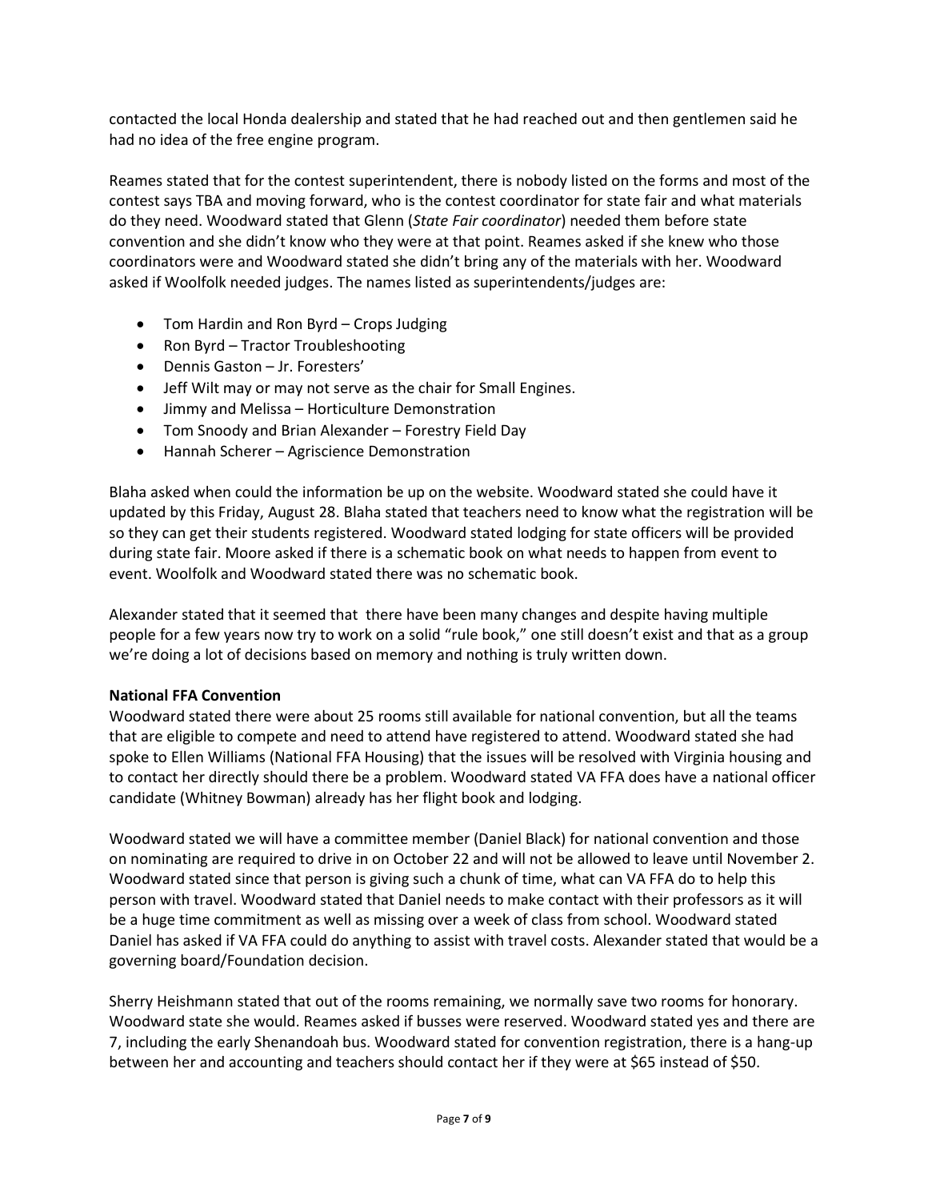contacted the local Honda dealership and stated that he had reached out and then gentlemen said he had no idea of the free engine program.

Reames stated that for the contest superintendent, there is nobody listed on the forms and most of the contest says TBA and moving forward, who is the contest coordinator for state fair and what materials do they need. Woodward stated that Glenn (*State Fair coordinator*) needed them before state convention and she didn't know who they were at that point. Reames asked if she knew who those coordinators were and Woodward stated she didn't bring any of the materials with her. Woodward asked if Woolfolk needed judges. The names listed as superintendents/judges are:

- Tom Hardin and Ron Byrd – Crops Judging
- Ron Byrd – Tractor Troubleshooting
- Dennis Gaston – Jr. Foresters'
- Jeff Wilt may or may not serve as the chair for Small Engines.
- Jimmy and Melissa – Horticulture Demonstration
- Tom Snoody and Brian Alexander – Forestry Field Day
- Hannah Scherer – Agriscience Demonstration

Blaha asked when could the information be up on the website. Woodward stated she could have it updated by this Friday, August 28. Blaha stated that teachers need to know what the registration will be so they can get their students registered. Woodward stated lodging for state officers will be provided during state fair. Moore asked if there is a schematic book on what needs to happen from event to event. Woolfolk and Woodward stated there was no schematic book.

Alexander stated that it seemed that there have been many changes and despite having multiple people for a few years now try to work on a solid "rule book," one still doesn't exist and that as a group we're doing a lot of decisions based on memory and nothing is truly written down.

**National FFA Convention**

Woodward stated there were about 25 rooms still available for national convention, but all the teams that are eligible to compete and need to attend have registered to attend. Woodward stated she had spoke to Ellen Williams (National FFA Housing) that the issues will be resolved with Virginia housing and to contact her directly should there be a problem. Woodward stated VA FFA does have a national officer candidate (Whitney Bowman) already has her flight book and lodging.

Woodward stated we will have a committee member (Daniel Black) for national convention and those on nominating are required to drive in on October 22 and will not be allowed to leave until November 2. Woodward stated since that person is giving such a chunk of time, what can VA FFA do to help this person with travel. Woodward stated that Daniel needs to make contact with their professors as it will be a huge time commitment as well as missing over a week of class from school. Woodward stated Daniel has asked if VA FFA could do anything to assist with travel costs. Alexander stated that would be a governing board/Foundation decision.

Sherry Heishmann stated that out of the rooms remaining, we normally save two rooms for honorary. Woodward state she would. Reames asked if busses were reserved. Woodward stated yes and there are 7, including the early Shenandoah bus. Woodward stated for convention registration, there is a hang-up between her and accounting and teachers should contact her if they were at $65 instead of $50.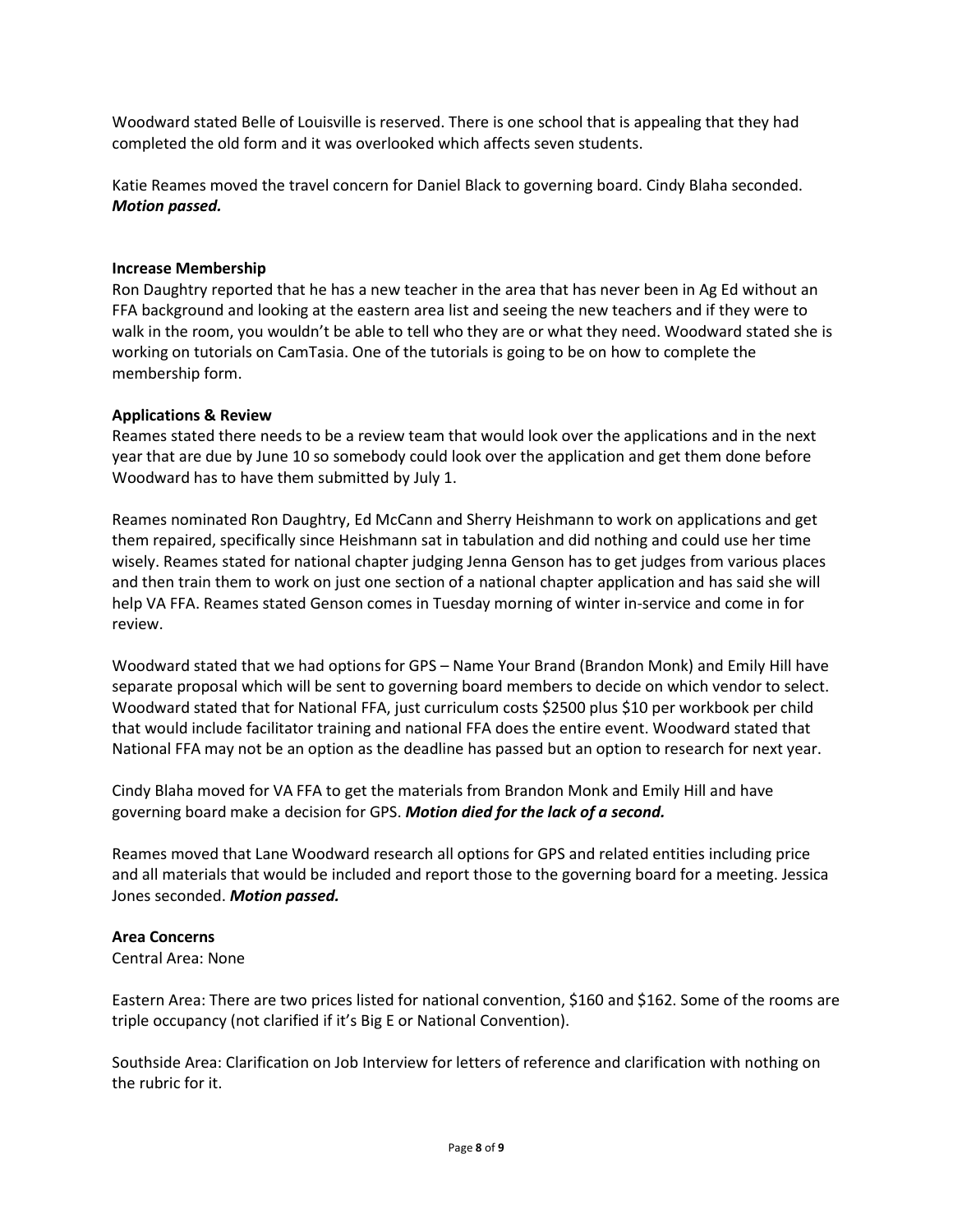Woodward stated Belle of Louisville is reserved. There is one school that is appealing that they had completed the old form and it was overlooked which affects seven students.

Katie Reames moved the travel concern for Daniel Black to governing board. Cindy Blaha seconded. ***Motion passed.***

**Increase Membership**

Ron Daughtry reported that he has a new teacher in the area that has never been in Ag Ed without an FFA background and looking at the eastern area list and seeing the new teachers and if they were to walk in the room, you wouldn't be able to tell who they are or what they need. Woodward stated she is working on tutorials on CamTasia. One of the tutorials is going to be on how to complete the membership form.

**Applications & Review**

Reames stated there needs to be a review team that would look over the applications and in the next year that are due by June 10 so somebody could look over the application and get them done before Woodward has to have them submitted by July 1.

Reames nominated Ron Daughtry, Ed McCann and Sherry Heishmann to work on applications and get them repaired, specifically since Heishmann sat in tabulation and did nothing and could use her time wisely. Reames stated for national chapter judging Jenna Genson has to get judges from various places and then train them to work on just one section of a national chapter application and has said she will help VA FFA. Reames stated Genson comes in Tuesday morning of winter in-service and come in for review.

Woodward stated that we had options for GPS – Name Your Brand (Brandon Monk) and Emily Hill have separate proposal which will be sent to governing board members to decide on which vendor to select. Woodward stated that for National FFA, just curriculum costs $2500 plus $10 per workbook per child that would include facilitator training and national FFA does the entire event. Woodward stated that National FFA may not be an option as the deadline has passed but an option to research for next year.

Cindy Blaha moved for VA FFA to get the materials from Brandon Monk and Emily Hill and have governing board make a decision for GPS. ***Motion died for the lack of a second.***

Reames moved that Lane Woodward research all options for GPS and related entities including price and all materials that would be included and report those to the governing board for a meeting. Jessica Jones seconded. ***Motion passed.***

**Area Concerns**

Central Area: None

Eastern Area: There are two prices listed for national convention, $160 and $162. Some of the rooms are triple occupancy (not clarified if it's Big E or National Convention).

Southside Area: Clarification on Job Interview for letters of reference and clarification with nothing on the rubric for it.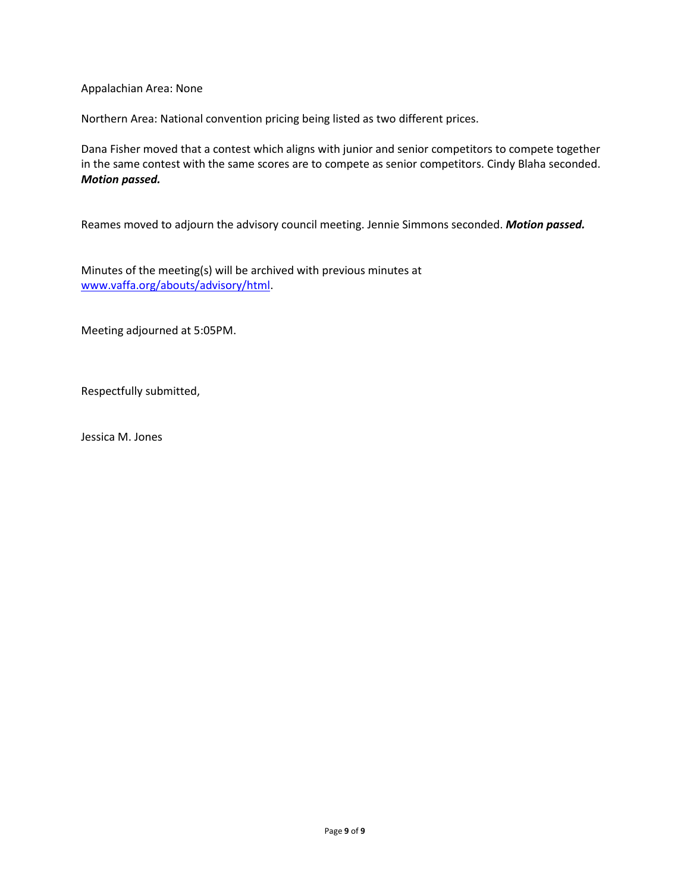Appalachian Area: None

Northern Area: National convention pricing being listed as two different prices.

Dana Fisher moved that a contest which aligns with junior and senior competitors to compete together in the same contest with the same scores are to compete as senior competitors. Cindy Blaha seconded. ***Motion passed.***

Reames moved to adjourn the advisory council meeting. Jennie Simmons seconded. ***Motion passed.***

Minutes of the meeting(s) will be archived with previous minutes at [www.vaffa.org/abouts/advisory/html](www.vaffa.org/abouts/advisory/html).

Meeting adjourned at 5:05PM.

Respectfully submitted,

Jessica M. Jones